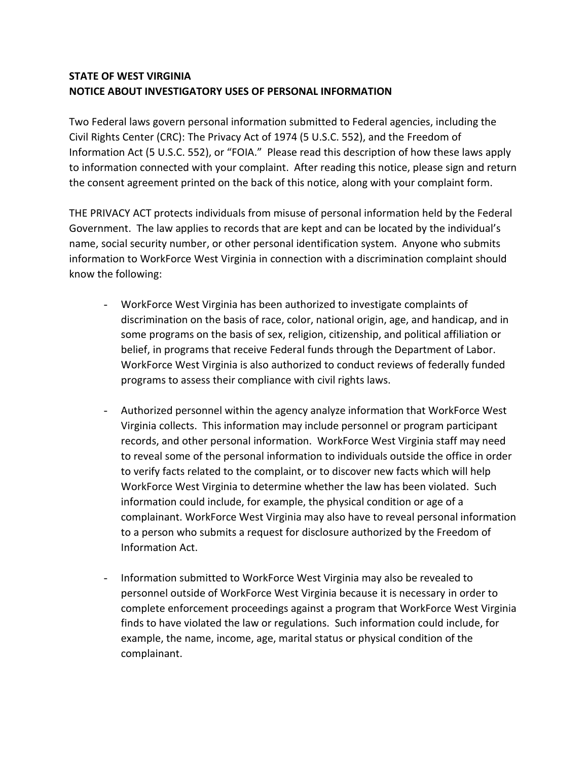**STATE OF WEST VIRGINIA**
**NOTICE ABOUT INVESTIGATORY USES OF PERSONAL INFORMATION**

Two Federal laws govern personal information submitted to Federal agencies, including the Civil Rights Center (CRC): The Privacy Act of 1974 (5 U.S.C. 552), and the Freedom of Information Act (5 U.S.C. 552), or "FOIA." Please read this description of how these laws apply to information connected with your complaint. After reading this notice, please sign and return the consent agreement printed on the back of this notice, along with your complaint form.

THE PRIVACY ACT protects individuals from misuse of personal information held by the Federal Government. The law applies to records that are kept and can be located by the individual's name, social security number, or other personal identification system. Anyone who submits information to WorkForce West Virginia in connection with a discrimination complaint should know the following:

- WorkForce West Virginia has been authorized to investigate complaints of discrimination on the basis of race, color, national origin, age, and handicap, and in some programs on the basis of sex, religion, citizenship, and political affiliation or belief, in programs that receive Federal funds through the Department of Labor. WorkForce West Virginia is also authorized to conduct reviews of federally funded programs to assess their compliance with civil rights laws.

- Authorized personnel within the agency analyze information that WorkForce West Virginia collects. This information may include personnel or program participant records, and other personal information. WorkForce West Virginia staff may need to reveal some of the personal information to individuals outside the office in order to verify facts related to the complaint, or to discover new facts which will help WorkForce West Virginia to determine whether the law has been violated. Such information could include, for example, the physical condition or age of a complainant. WorkForce West Virginia may also have to reveal personal information to a person who submits a request for disclosure authorized by the Freedom of Information Act.

- Information submitted to WorkForce West Virginia may also be revealed to personnel outside of WorkForce West Virginia because it is necessary in order to complete enforcement proceedings against a program that WorkForce West Virginia finds to have violated the law or regulations. Such information could include, for example, the name, income, age, marital status or physical condition of the complainant.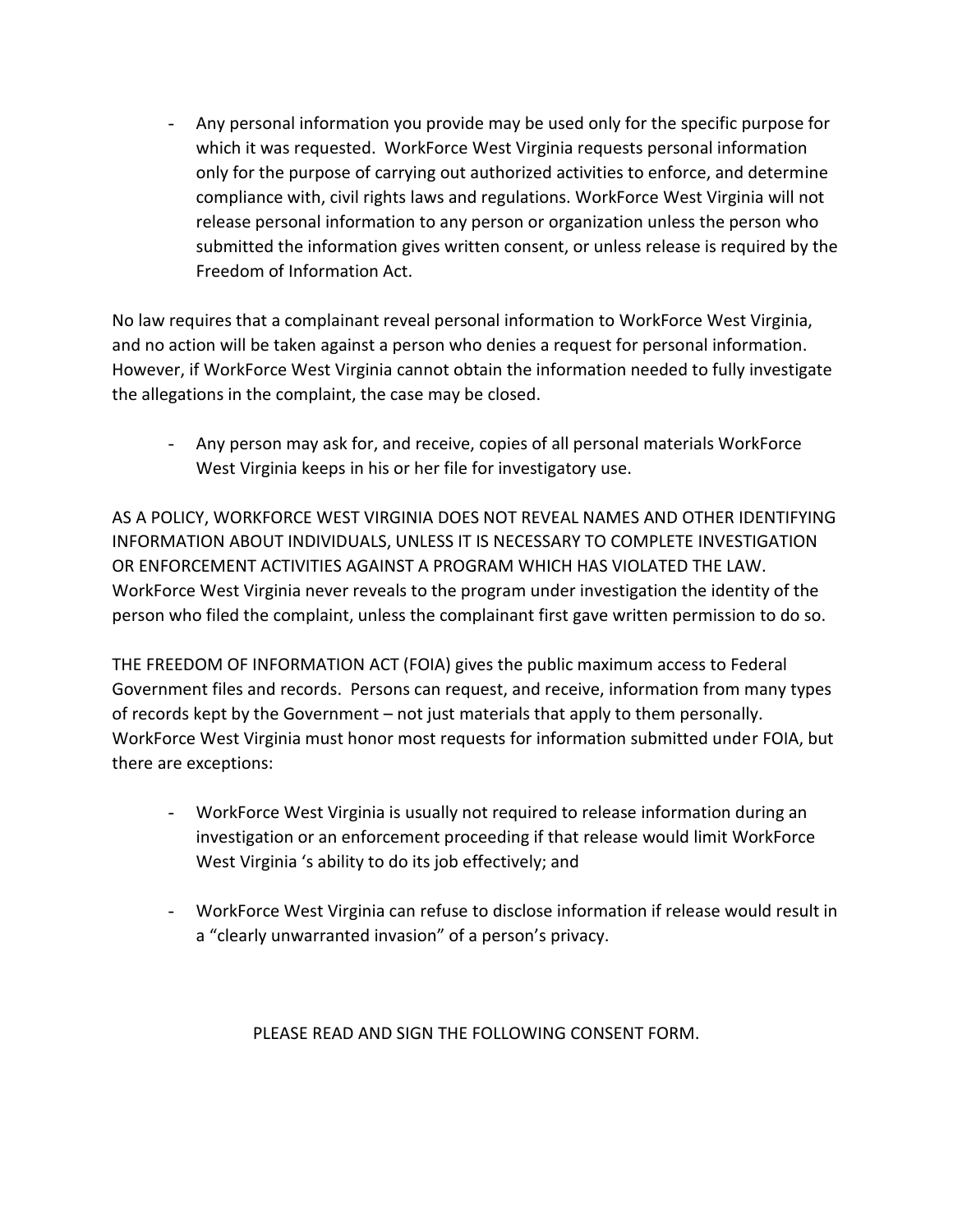- Any personal information you provide may be used only for the specific purpose for which it was requested. WorkForce West Virginia requests personal information only for the purpose of carrying out authorized activities to enforce, and determine compliance with, civil rights laws and regulations. WorkForce West Virginia will not release personal information to any person or organization unless the person who submitted the information gives written consent, or unless release is required by the Freedom of Information Act.

No law requires that a complainant reveal personal information to WorkForce West Virginia, and no action will be taken against a person who denies a request for personal information. However, if WorkForce West Virginia cannot obtain the information needed to fully investigate the allegations in the complaint, the case may be closed.

- Any person may ask for, and receive, copies of all personal materials WorkForce West Virginia keeps in his or her file for investigatory use.

AS A POLICY, WORKFORCE WEST VIRGINIA DOES NOT REVEAL NAMES AND OTHER IDENTIFYING INFORMATION ABOUT INDIVIDUALS, UNLESS IT IS NECESSARY TO COMPLETE INVESTIGATION OR ENFORCEMENT ACTIVITIES AGAINST A PROGRAM WHICH HAS VIOLATED THE LAW. WorkForce West Virginia never reveals to the program under investigation the identity of the person who filed the complaint, unless the complainant first gave written permission to do so.

THE FREEDOM OF INFORMATION ACT (FOIA) gives the public maximum access to Federal Government files and records. Persons can request, and receive, information from many types of records kept by the Government – not just materials that apply to them personally. WorkForce West Virginia must honor most requests for information submitted under FOIA, but there are exceptions:

- WorkForce West Virginia is usually not required to release information during an investigation or an enforcement proceeding if that release would limit WorkForce West Virginia 's ability to do its job effectively; and

- WorkForce West Virginia can refuse to disclose information if release would result in a "clearly unwarranted invasion" of a person's privacy.

PLEASE READ AND SIGN THE FOLLOWING CONSENT FORM.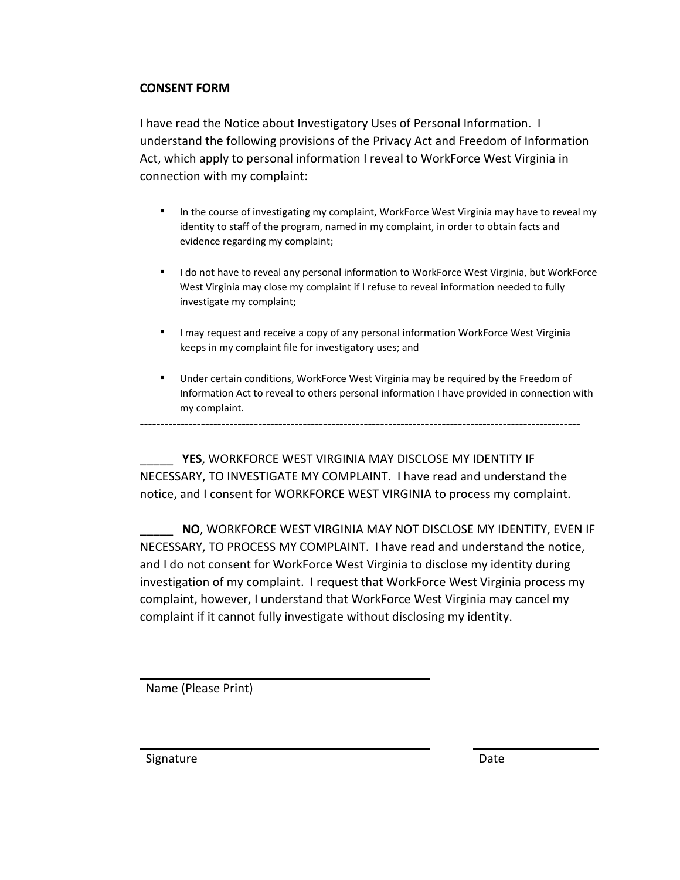**CONSENT FORM**

I have read the Notice about Investigatory Uses of Personal Information. I understand the following provisions of the Privacy Act and Freedom of Information Act, which apply to personal information I reveal to WorkForce West Virginia in connection with my complaint:

- In the course of investigating my complaint, WorkForce West Virginia may have to reveal my identity to staff of the program, named in my complaint, in order to obtain facts and evidence regarding my complaint;
- I do not have to reveal any personal information to WorkForce West Virginia, but WorkForce West Virginia may close my complaint if I refuse to reveal information needed to fully investigate my complaint;
- I may request and receive a copy of any personal information WorkForce West Virginia keeps in my complaint file for investigatory uses; and
- Under certain conditions, WorkForce West Virginia may be required by the Freedom of Information Act to reveal to others personal information I have provided in connection with my complaint.

---

_____ **YES**, WORKFORCE WEST VIRGINIA MAY DISCLOSE MY IDENTITY IF NECESSARY, TO INVESTIGATE MY COMPLAINT. I have read and understand the notice, and I consent for WORKFORCE WEST VIRGINIA to process my complaint.

_____ **NO**, WORKFORCE WEST VIRGINIA MAY NOT DISCLOSE MY IDENTITY, EVEN IF NECESSARY, TO PROCESS MY COMPLAINT. I have read and understand the notice, and I do not consent for WorkForce West Virginia to disclose my identity during investigation of my complaint. I request that WorkForce West Virginia process my complaint, however, I understand that WorkForce West Virginia may cancel my complaint if it cannot fully investigate without disclosing my identity.

______________________________
Name (Please Print)

______________________________ ______________
Signature Date